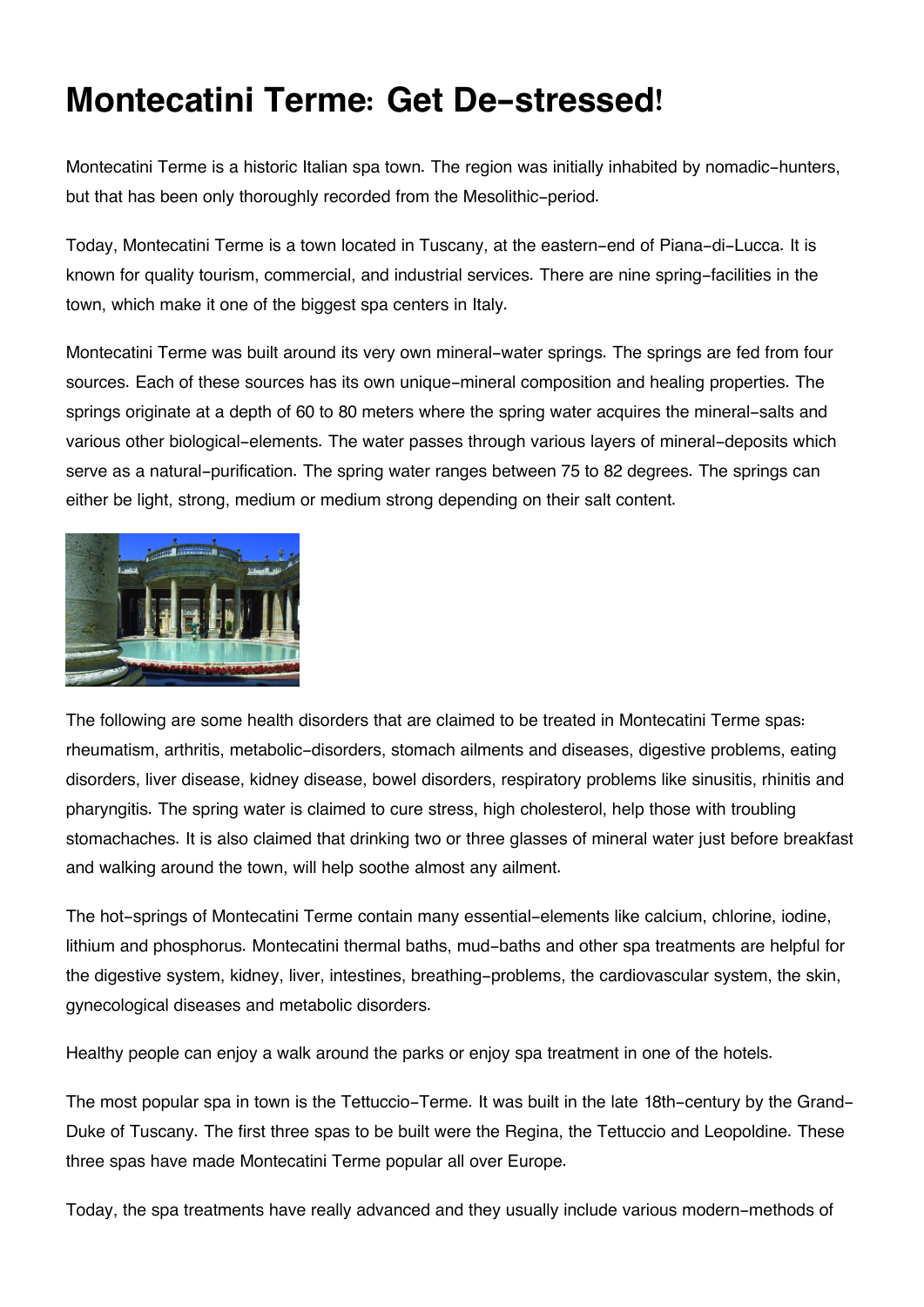# Montecatini Terme: Get De-stressed!

Montecatini Terme is a historic Italian spa town. The region was initially inhabited by nomadic-hunters, but that has been only thoroughly recorded from the Mesolithic-period.

Today, Montecatini Terme is a town located in Tuscany, at the eastern-end of Piana-di-Lucca. It is known for quality tourism, commercial, and industrial services. There are nine spring-facilities in the town, which make it one of the biggest spa centers in Italy.

Montecatini Terme was built around its very own mineral-water springs. The springs are fed from four sources. Each of these sources has its own unique-mineral composition and healing properties. The springs originate at a depth of 60 to 80 meters where the spring water acquires the mineral-salts and various other biological-elements. The water passes through various layers of mineral-deposits which serve as a natural-purification. The spring water ranges between 75 to 82 degrees. The springs can either be light, strong, medium or medium strong depending on their salt content.

The following are some health disorders that are claimed to be treated in Montecatini Terme spas: rheumatism, arthritis, metabolic-disorders, stomach ailments and diseases, digestive problems, eating disorders, liver disease, kidney disease, bowel disorders, respiratory problems like sinusitis, rhinitis and pharyngitis. The spring water is claimed to cure stress, high cholesterol, help those with troubling stomachaches. It is also claimed that drinking two or three glasses of mineral water just before breakfast and walking around the town, will help soothe almost any ailment.

The hot-springs of Montecatini Terme contain many essential-elements like calcium, chlorine, iodine, lithium and phosphorus. Montecatini thermal baths, mud-baths and other spa treatments are helpful for the digestive system, kidney, liver, intestines, breathing-problems, the cardiovascular system, the skin, gynecological diseases and metabolic disorders.

Healthy people can enjoy a walk around the parks or enjoy spa treatment in one of the hotels.

The most popular spa in town is the Tettuccio-Terme. It was built in the late 18th-century by the Grand-Duke of Tuscany. The first three spas to be built were the Regina, the Tettuccio and Leopoldine. These three spas have made Montecatini Terme popular all over Europe.

Today, the spa treatments have really advanced and they usually include various modern-methods of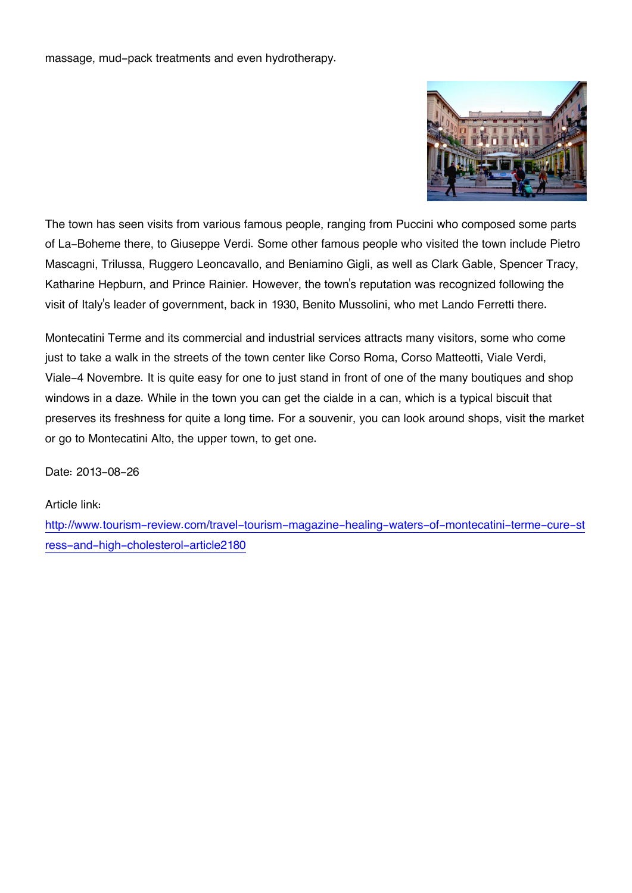massage, mud-pack treatments and even hydrotherapy.

The town has seen visits from various famous people, ranging from Puccini who composed some parts of La-Boheme there, to Giuseppe Verdi. Some other famous people who visited the town include Pietro Mascagni, Trilussa, Ruggero Leoncavallo, and Beniamino Gigli, as well as Clark Gable, Spencer Tracy, Katharine Hepburn, and Prince Rainier. However, the town's reputation was recognized following the visit of Italy's leader of government, back in 1930, Benito Mussolini, who met Lando Ferretti there.

Montecatini Terme and its commercial and industrial services attracts many visitors, some who come just to take a walk in the streets of the town center like Corso Roma, Corso Matteotti, Viale Verdi, Viale-4 Novembre. It is quite easy for one to just stand in front of one of the many boutiques and shop windows in a daze. While in the town you can get the cialde in a can, which is a typical biscuit that preserves its freshness for quite a long time. For a souvenir, you can look around shops, visit the market or go to Montecatini Alto, the upper town, to get one.

Date: 2013-08-26

Article link:
[http://www.tourism-review.com/travel-tourism-magazine-healing-waters-of-montecatini-terme-cure-stress-and-high-cholesterol-article2180](http://www.tourism-review.com/travel-tourism-magazine-healing-waters-of-montecatini-terme-cure-stress-and-high-cholesterol-article2180)